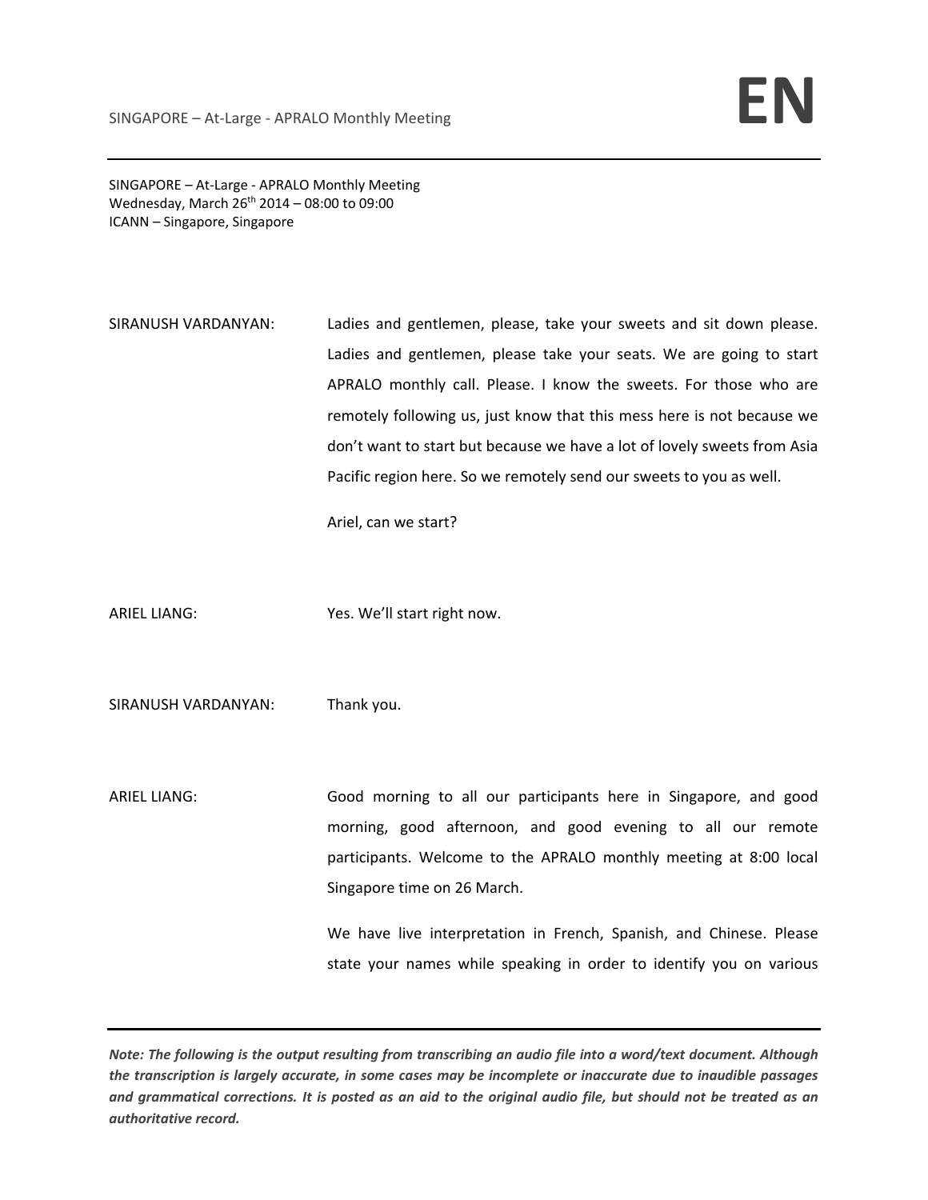SINGAPORE – At-Large - APRALO Monthly Meeting
Wednesday, March 26th 2014 – 08:00 to 09:00
ICANN – Singapore, Singapore

SIRANUSH VARDANYAN: Ladies and gentlemen, please, take your sweets and sit down please. Ladies and gentlemen, please take your seats. We are going to start APRALO monthly call. Please. I know the sweets. For those who are remotely following us, just know that this mess here is not because we don't want to start but because we have a lot of lovely sweets from Asia Pacific region here. So we remotely send our sweets to you as well.

Ariel, can we start?

ARIEL LIANG: Yes. We'll start right now.

SIRANUSH VARDANYAN: Thank you.

ARIEL LIANG: Good morning to all our participants here in Singapore, and good morning, good afternoon, and good evening to all our remote participants. Welcome to the APRALO monthly meeting at 8:00 local Singapore time on 26 March.

We have live interpretation in French, Spanish, and Chinese. Please state your names while speaking in order to identify you on various

***Note: The following is the output resulting from transcribing an audio file into a word/text document. Although the transcription is largely accurate, in some cases may be incomplete or inaccurate due to inaudible passages and grammatical corrections. It is posted as an aid to the original audio file, but should not be treated as an authoritative record.***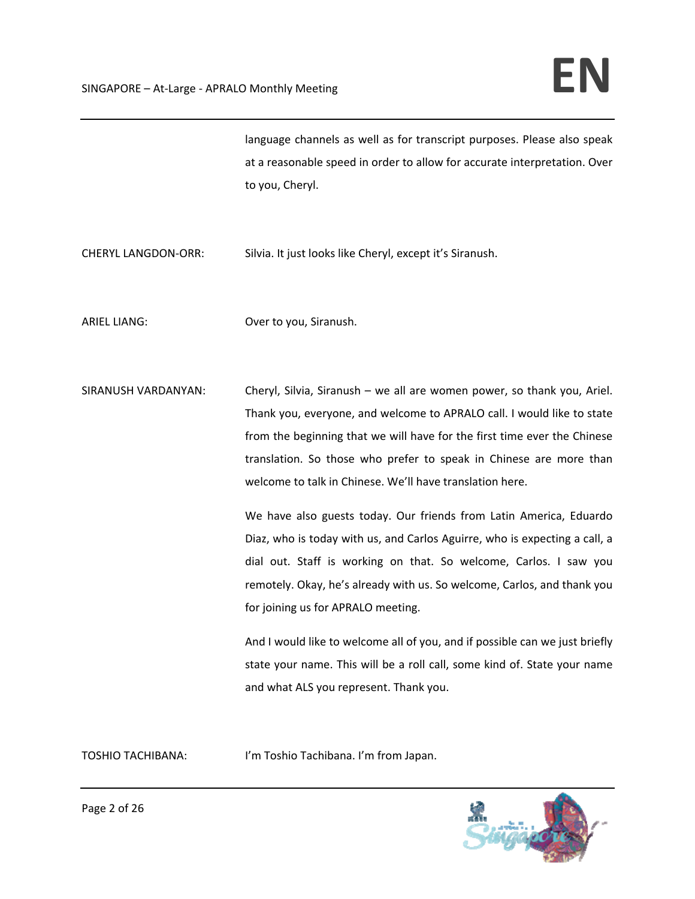language channels as well as for transcript purposes. Please also speak at a reasonable speed in order to allow for accurate interpretation. Over to you, Cheryl.

CHERYL LANGDON-ORR: Silvia. It just looks like Cheryl, except it's Siranush.

ARIEL LIANG: Over to you, Siranush.

SIRANUSH VARDANYAN: Cheryl, Silvia, Siranush – we all are women power, so thank you, Ariel. Thank you, everyone, and welcome to APRALO call. I would like to state from the beginning that we will have for the first time ever the Chinese translation. So those who prefer to speak in Chinese are more than welcome to talk in Chinese. We'll have translation here.

We have also guests today. Our friends from Latin America, Eduardo Diaz, who is today with us, and Carlos Aguirre, who is expecting a call, a dial out. Staff is working on that. So welcome, Carlos. I saw you remotely. Okay, he's already with us. So welcome, Carlos, and thank you for joining us for APRALO meeting.

And I would like to welcome all of you, and if possible can we just briefly state your name. This will be a roll call, some kind of. State your name and what ALS you represent. Thank you.

TOSHIO TACHIBANA: I'm Toshio Tachibana. I'm from Japan.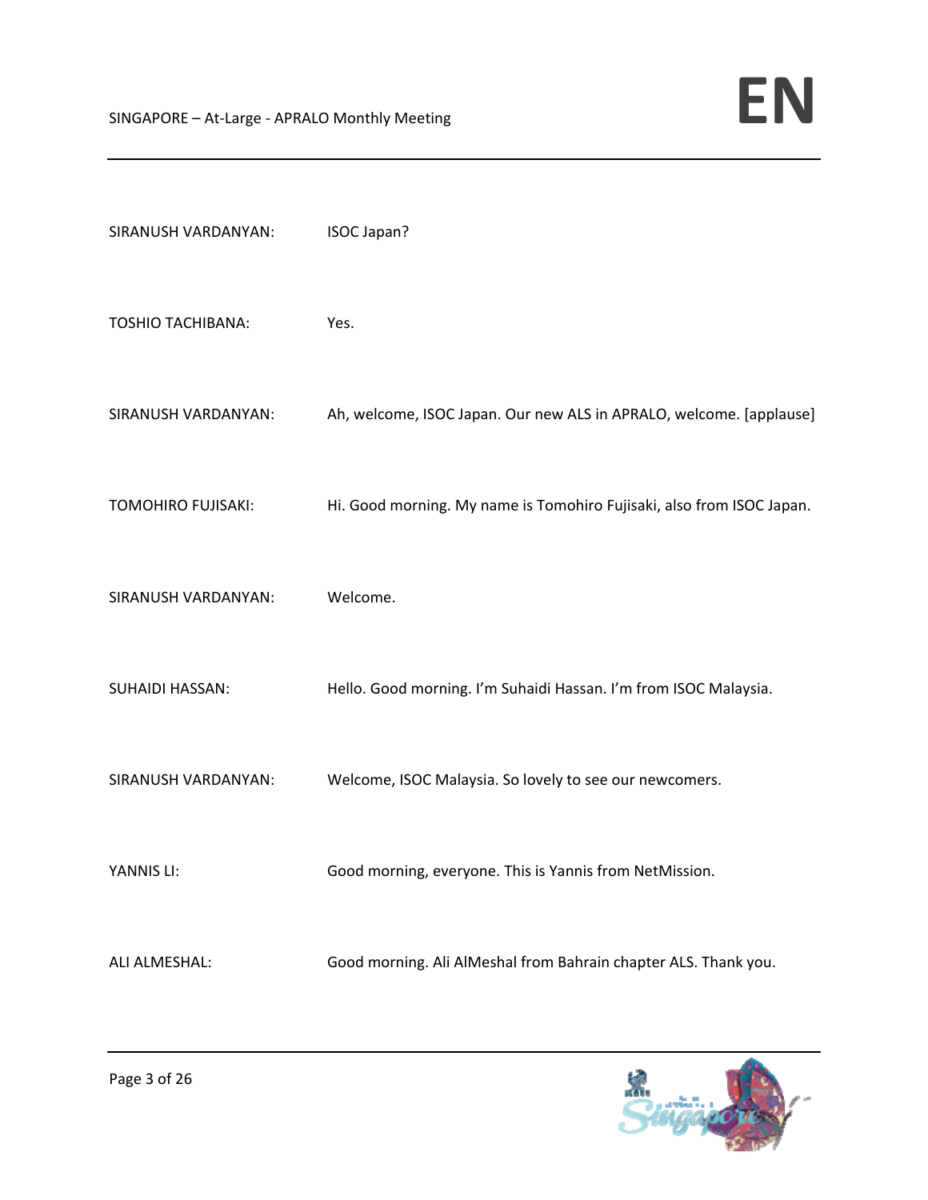SIRANUSH VARDANYAN: ISOC Japan?

TOSHIO TACHIBANA: Yes.

SIRANUSH VARDANYAN: Ah, welcome, ISOC Japan. Our new ALS in APRALO, welcome. [applause]

TOMOHIRO FUJISAKI: Hi. Good morning. My name is Tomohiro Fujisaki, also from ISOC Japan.

SIRANUSH VARDANYAN: Welcome.

SUHAIDI HASSAN: Hello. Good morning. I'm Suhaidi Hassan. I'm from ISOC Malaysia.

SIRANUSH VARDANYAN: Welcome, ISOC Malaysia. So lovely to see our newcomers.

YANNIS LI: Good morning, everyone. This is Yannis from NetMission.

ALI ALMESHAL: Good morning. Ali AlMeshal from Bahrain chapter ALS. Thank you.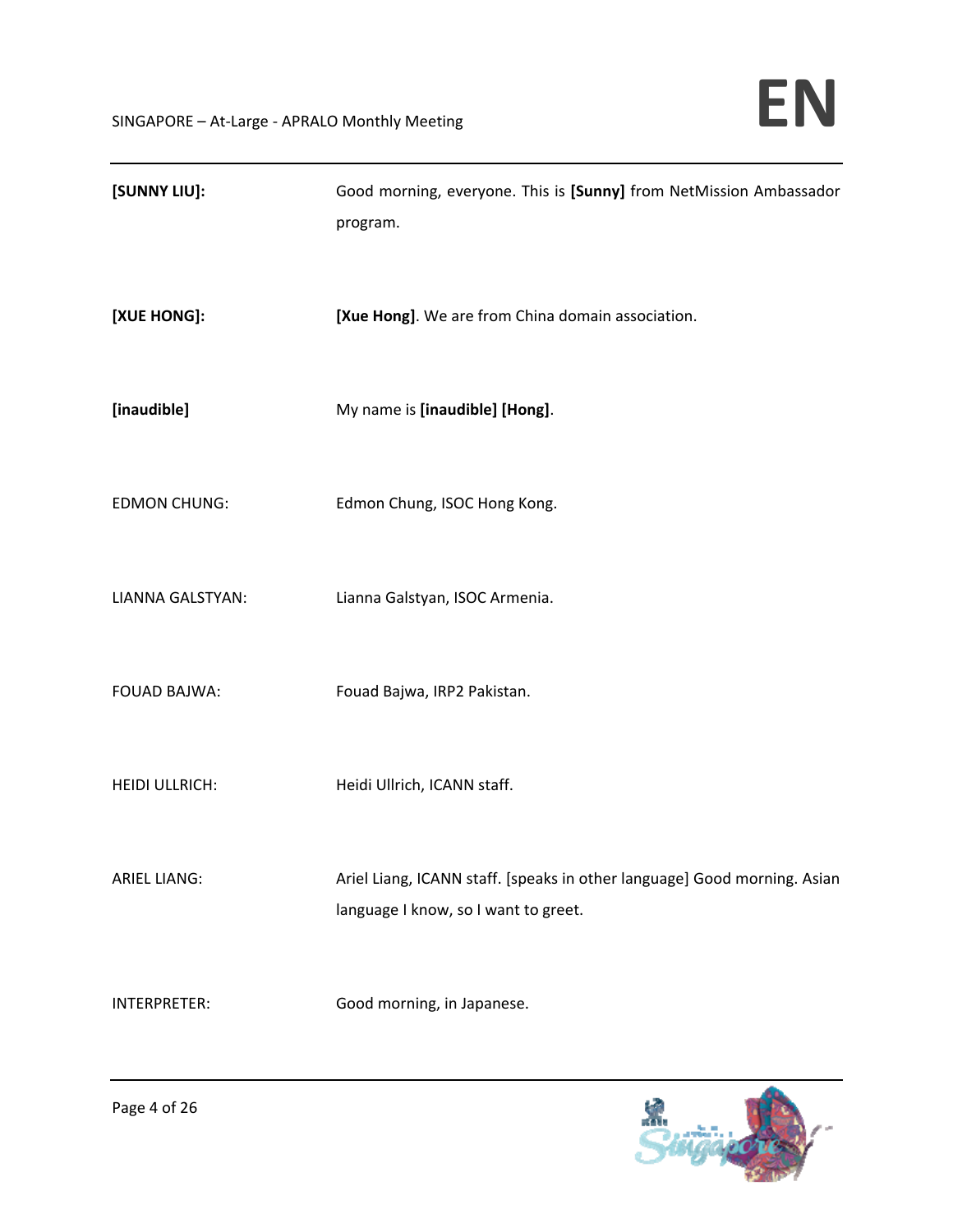**[SUNNY LIU]:** Good morning, everyone. This is **[Sunny]** from NetMission Ambassador program.

**[XUE HONG]:** **[Xue Hong]**. We are from China domain association.

**[inaudible]** My name is **[inaudible] [Hong]**.

EDMON CHUNG: Edmon Chung, ISOC Hong Kong.

LIANNA GALSTYAN: Lianna Galstyan, ISOC Armenia.

FOUAD BAJWA: Fouad Bajwa, IRP2 Pakistan.

HEIDI ULLRICH: Heidi Ullrich, ICANN staff.

ARIEL LIANG: Ariel Liang, ICANN staff. [speaks in other language] Good morning. Asian language I know, so I want to greet.

INTERPRETER: Good morning, in Japanese.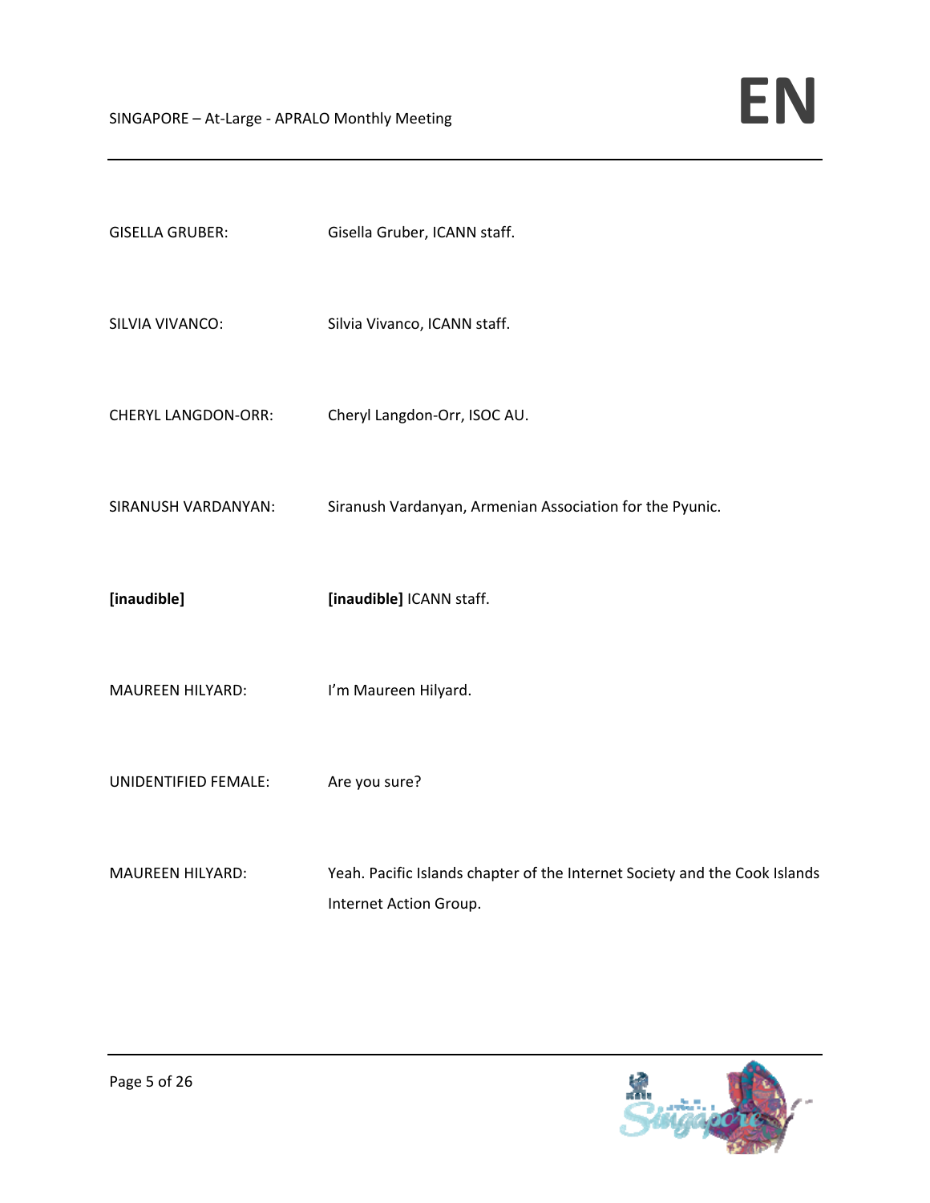GISELLA GRUBER: Gisella Gruber, ICANN staff.

SILVIA VIVANCO: Silvia Vivanco, ICANN staff.

CHERYL LANGDON-ORR: Cheryl Langdon-Orr, ISOC AU.

SIRANUSH VARDANYAN: Siranush Vardanyan, Armenian Association for the Pyunic.

**[inaudible]** **[inaudible]** ICANN staff.

MAUREEN HILYARD: I'm Maureen Hilyard.

UNIDENTIFIED FEMALE: Are you sure?

MAUREEN HILYARD: Yeah. Pacific Islands chapter of the Internet Society and the Cook Islands Internet Action Group.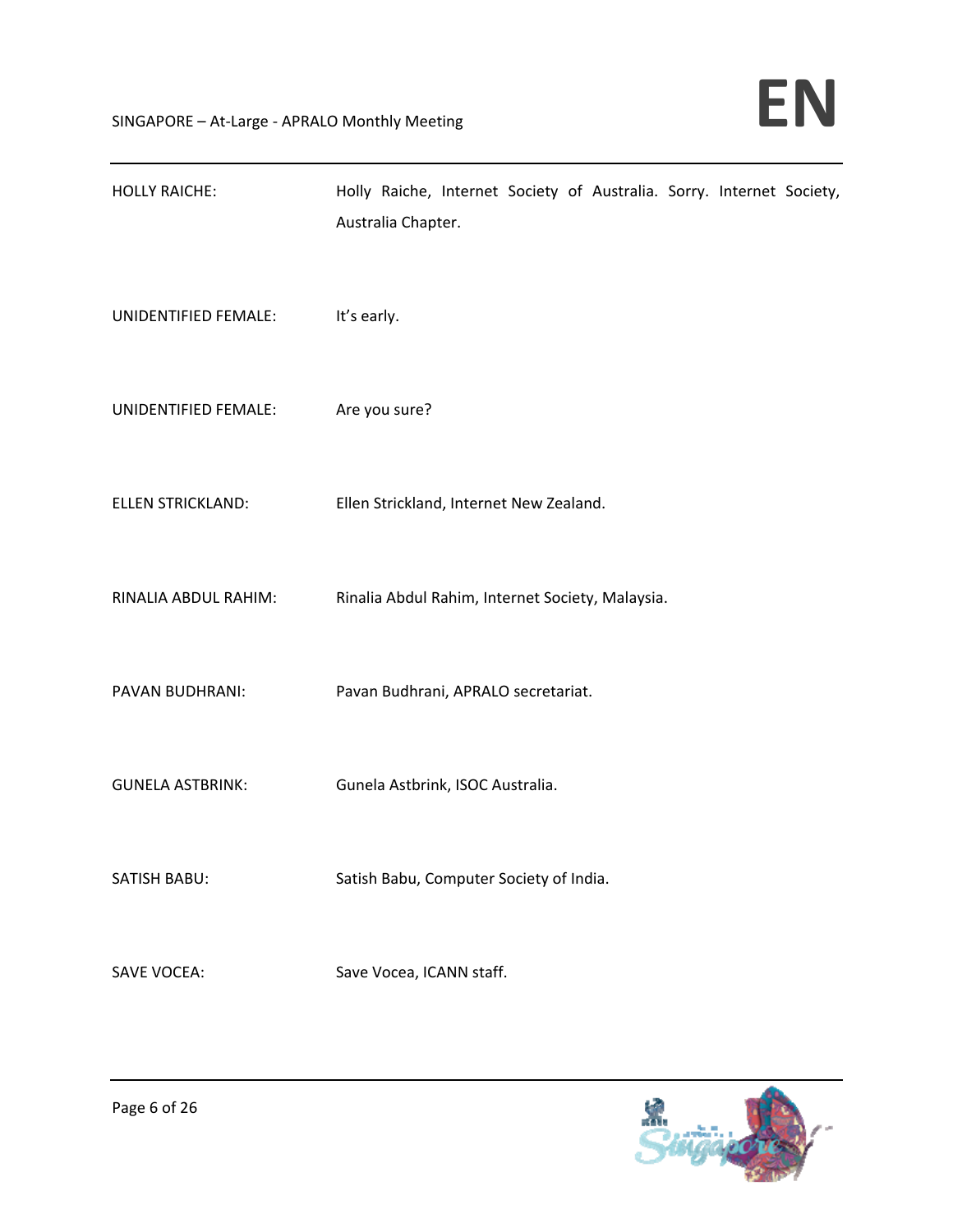HOLLY RAICHE: Holly Raiche, Internet Society of Australia. Sorry. Internet Society, Australia Chapter.

UNIDENTIFIED FEMALE: It's early.

UNIDENTIFIED FEMALE: Are you sure?

ELLEN STRICKLAND: Ellen Strickland, Internet New Zealand.

RINALIA ABDUL RAHIM: Rinalia Abdul Rahim, Internet Society, Malaysia.

PAVAN BUDHRANI: Pavan Budhrani, APRALO secretariat.

GUNELA ASTBRINK: Gunela Astbrink, ISOC Australia.

SATISH BABU: Satish Babu, Computer Society of India.

SAVE VOCEA: Save Vocea, ICANN staff.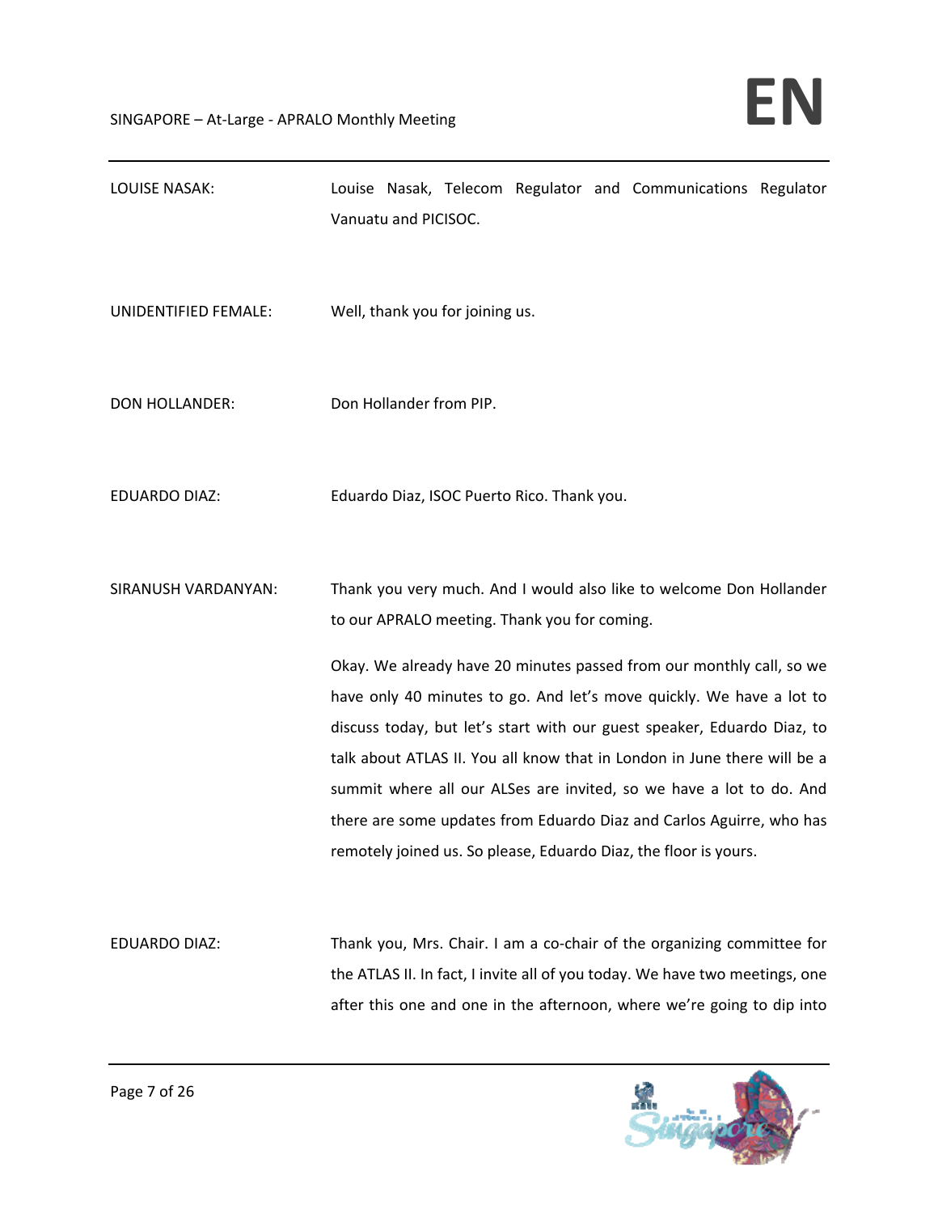LOUISE NASAK: Louise Nasak, Telecom Regulator and Communications Regulator Vanuatu and PICISOC.

UNIDENTIFIED FEMALE: Well, thank you for joining us.

DON HOLLANDER: Don Hollander from PIP.

EDUARDO DIAZ: Eduardo Diaz, ISOC Puerto Rico. Thank you.

SIRANUSH VARDANYAN: Thank you very much. And I would also like to welcome Don Hollander to our APRALO meeting. Thank you for coming.

Okay. We already have 20 minutes passed from our monthly call, so we have only 40 minutes to go. And let's move quickly. We have a lot to discuss today, but let's start with our guest speaker, Eduardo Diaz, to talk about ATLAS II. You all know that in London in June there will be a summit where all our ALSes are invited, so we have a lot to do. And there are some updates from Eduardo Diaz and Carlos Aguirre, who has remotely joined us. So please, Eduardo Diaz, the floor is yours.

EDUARDO DIAZ: Thank you, Mrs. Chair. I am a co-chair of the organizing committee for the ATLAS II. In fact, I invite all of you today. We have two meetings, one after this one and one in the afternoon, where we're going to dip into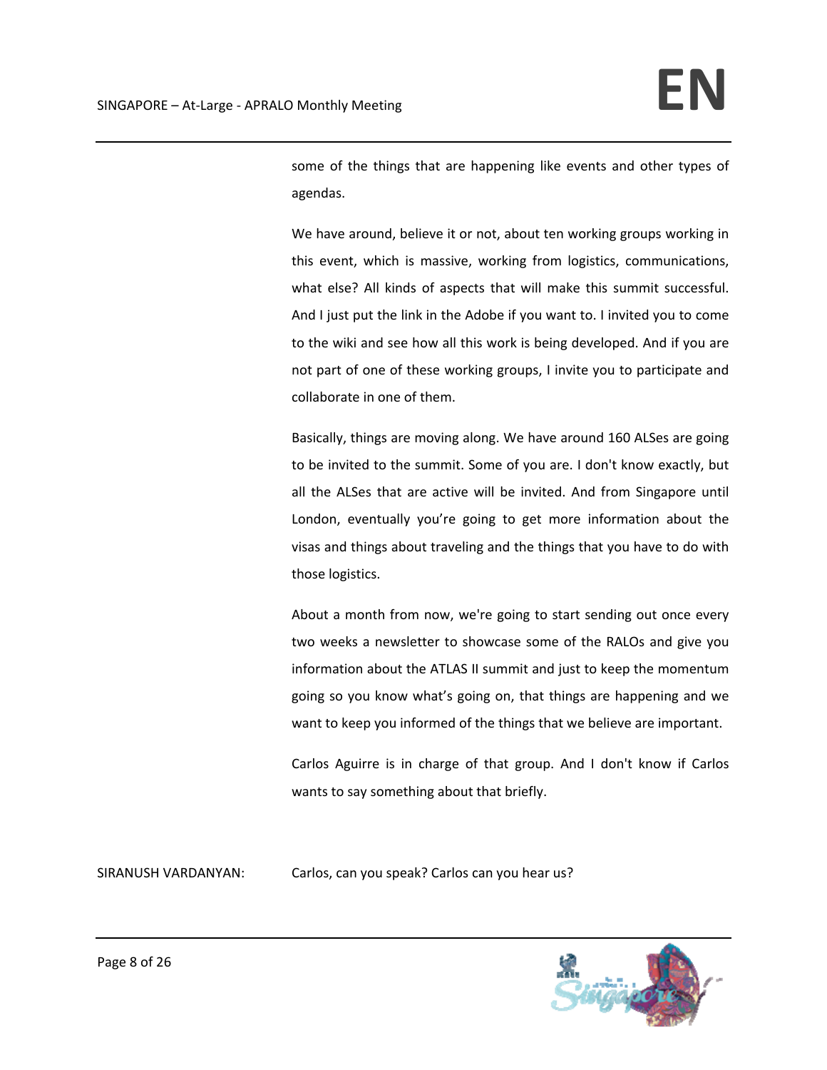some of the things that are happening like events and other types of agendas.

We have around, believe it or not, about ten working groups working in this event, which is massive, working from logistics, communications, what else? All kinds of aspects that will make this summit successful. And I just put the link in the Adobe if you want to. I invited you to come to the wiki and see how all this work is being developed. And if you are not part of one of these working groups, I invite you to participate and collaborate in one of them.

Basically, things are moving along. We have around 160 ALSes are going to be invited to the summit. Some of you are. I don't know exactly, but all the ALSes that are active will be invited. And from Singapore until London, eventually you're going to get more information about the visas and things about traveling and the things that you have to do with those logistics.

About a month from now, we're going to start sending out once every two weeks a newsletter to showcase some of the RALOs and give you information about the ATLAS II summit and just to keep the momentum going so you know what's going on, that things are happening and we want to keep you informed of the things that we believe are important.

Carlos Aguirre is in charge of that group. And I don't know if Carlos wants to say something about that briefly.

SIRANUSH VARDANYAN: Carlos, can you speak? Carlos can you hear us?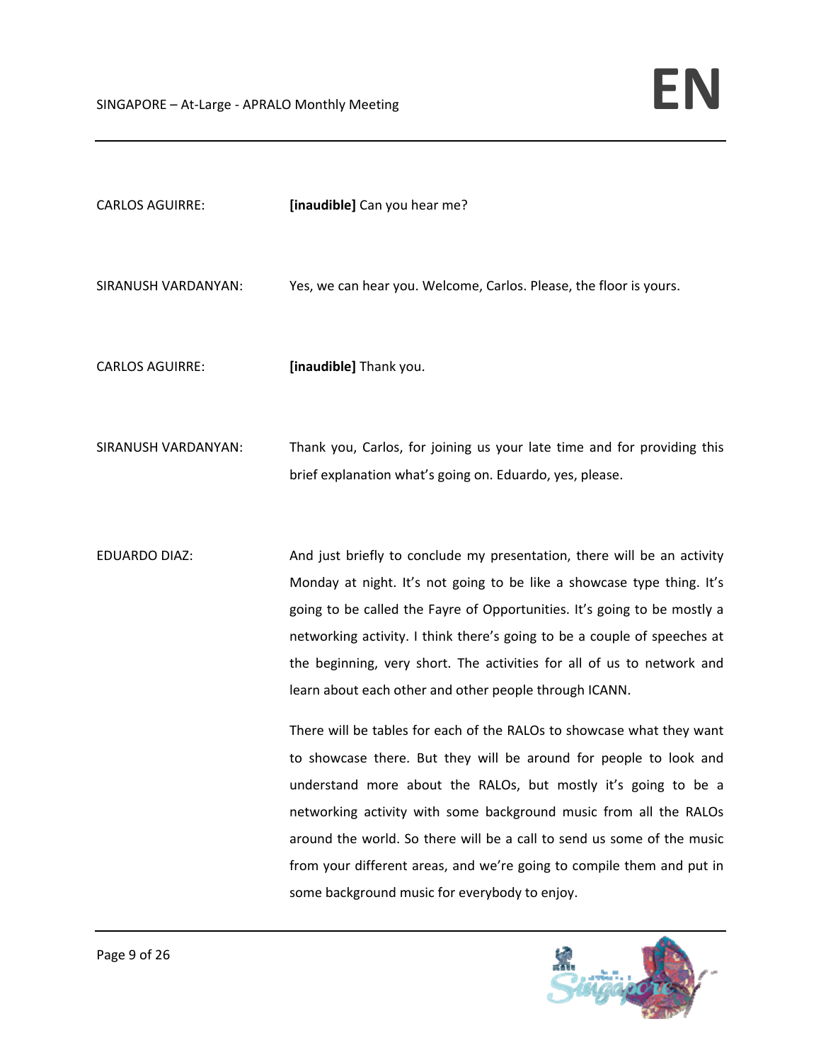CARLOS AGUIRRE: **[inaudible]** Can you hear me?

SIRANUSH VARDANYAN: Yes, we can hear you. Welcome, Carlos. Please, the floor is yours.

CARLOS AGUIRRE: **[inaudible]** Thank you.

SIRANUSH VARDANYAN: Thank you, Carlos, for joining us your late time and for providing this brief explanation what's going on. Eduardo, yes, please.

EDUARDO DIAZ: And just briefly to conclude my presentation, there will be an activity Monday at night. It's not going to be like a showcase type thing. It's going to be called the Fayre of Opportunities. It's going to be mostly a networking activity. I think there's going to be a couple of speeches at the beginning, very short. The activities for all of us to network and learn about each other and other people through ICANN.

There will be tables for each of the RALOs to showcase what they want to showcase there. But they will be around for people to look and understand more about the RALOs, but mostly it's going to be a networking activity with some background music from all the RALOs around the world. So there will be a call to send us some of the music from your different areas, and we're going to compile them and put in some background music for everybody to enjoy.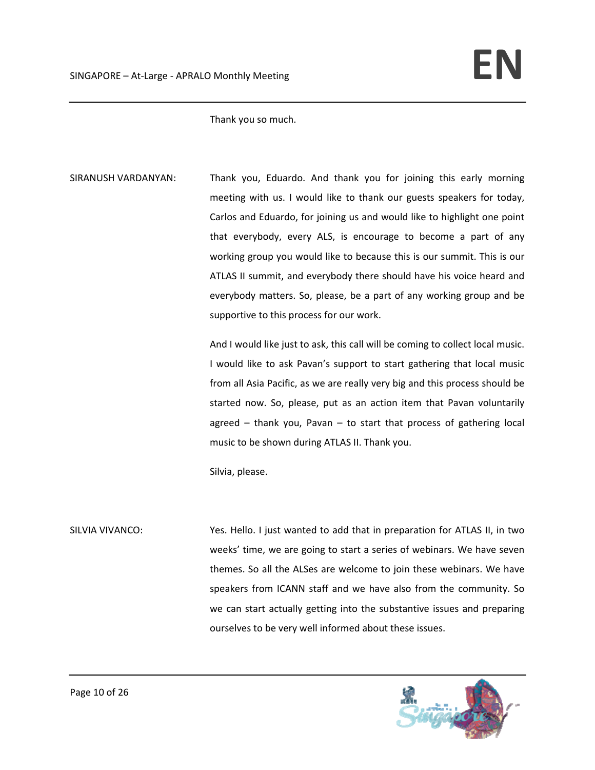Thank you so much.

SIRANUSH VARDANYAN: Thank you, Eduardo. And thank you for joining this early morning meeting with us. I would like to thank our guests speakers for today, Carlos and Eduardo, for joining us and would like to highlight one point that everybody, every ALS, is encourage to become a part of any working group you would like to because this is our summit. This is our ATLAS II summit, and everybody there should have his voice heard and everybody matters. So, please, be a part of any working group and be supportive to this process for our work.

And I would like just to ask, this call will be coming to collect local music. I would like to ask Pavan's support to start gathering that local music from all Asia Pacific, as we are really very big and this process should be started now. So, please, put as an action item that Pavan voluntarily agreed – thank you, Pavan – to start that process of gathering local music to be shown during ATLAS II. Thank you.

Silvia, please.

SILVIA VIVANCO: Yes. Hello. I just wanted to add that in preparation for ATLAS II, in two weeks' time, we are going to start a series of webinars. We have seven themes. So all the ALSes are welcome to join these webinars. We have speakers from ICANN staff and we have also from the community. So we can start actually getting into the substantive issues and preparing ourselves to be very well informed about these issues.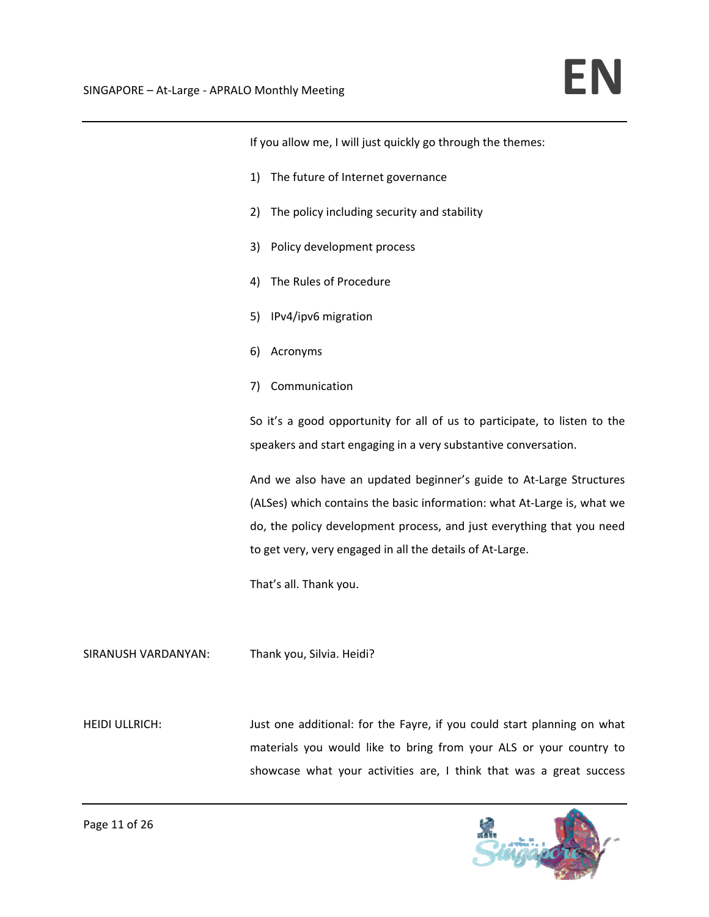If you allow me, I will just quickly go through the themes:

1) The future of Internet governance

2) The policy including security and stability

3) Policy development process

4) The Rules of Procedure

5) IPv4/ipv6 migration

6) Acronyms

7) Communication

So it's a good opportunity for all of us to participate, to listen to the speakers and start engaging in a very substantive conversation.

And we also have an updated beginner's guide to At-Large Structures (ALSes) which contains the basic information: what At-Large is, what we do, the policy development process, and just everything that you need to get very, very engaged in all the details of At-Large.

That's all. Thank you.

SIRANUSH VARDANYAN: Thank you, Silvia. Heidi?

HEIDI ULLRICH: Just one additional: for the Fayre, if you could start planning on what materials you would like to bring from your ALS or your country to showcase what your activities are, I think that was a great success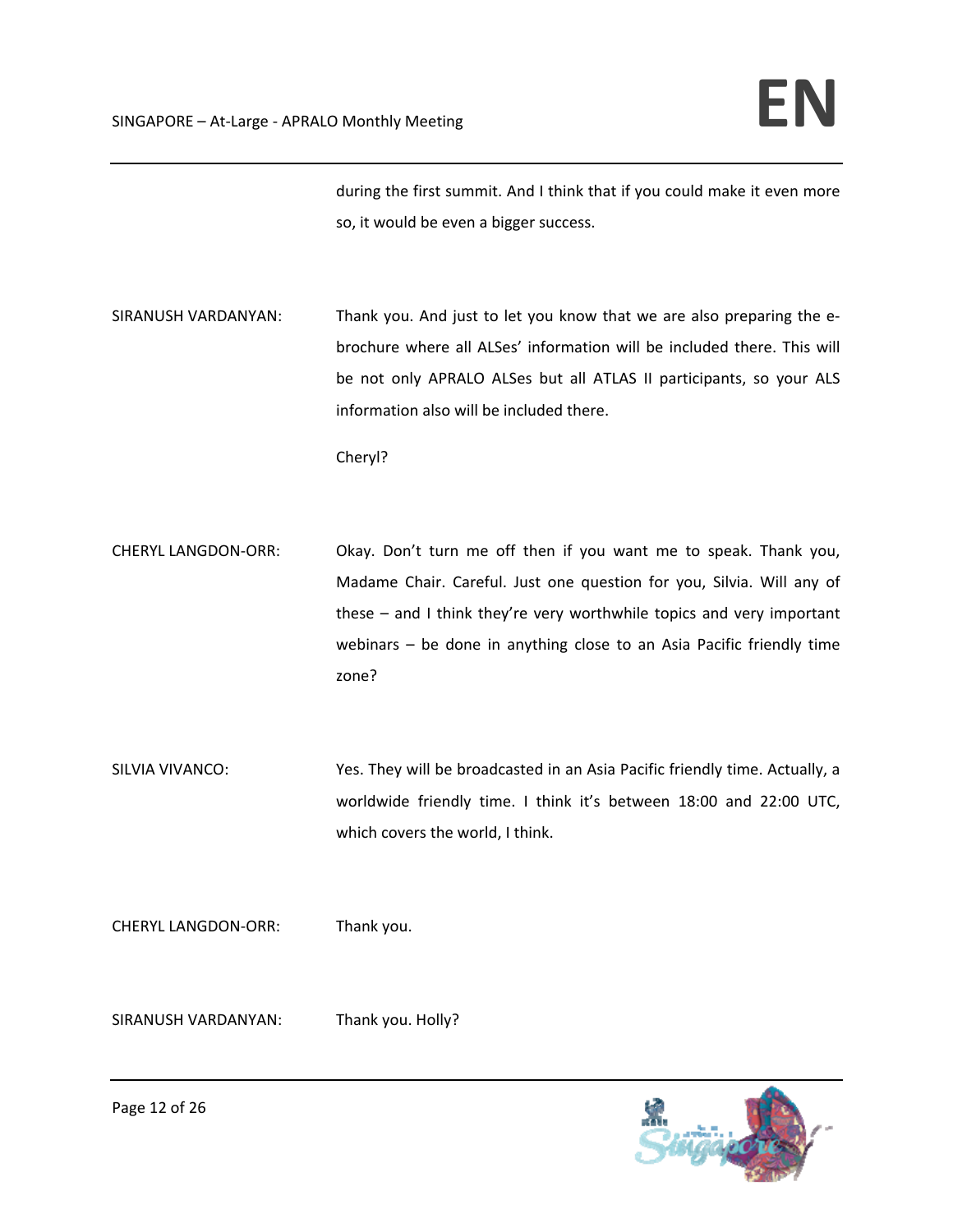during the first summit. And I think that if you could make it even more so, it would be even a bigger success.

SIRANUSH VARDANYAN: Thank you. And just to let you know that we are also preparing the e-brochure where all ALSes' information will be included there. This will be not only APRALO ALSes but all ATLAS II participants, so your ALS information also will be included there.

Cheryl?

CHERYL LANGDON-ORR: Okay. Don't turn me off then if you want me to speak. Thank you, Madame Chair. Careful. Just one question for you, Silvia. Will any of these – and I think they're very worthwhile topics and very important webinars – be done in anything close to an Asia Pacific friendly time zone?

SILVIA VIVANCO: Yes. They will be broadcasted in an Asia Pacific friendly time. Actually, a worldwide friendly time. I think it's between 18:00 and 22:00 UTC, which covers the world, I think.

CHERYL LANGDON-ORR: Thank you.

SIRANUSH VARDANYAN: Thank you. Holly?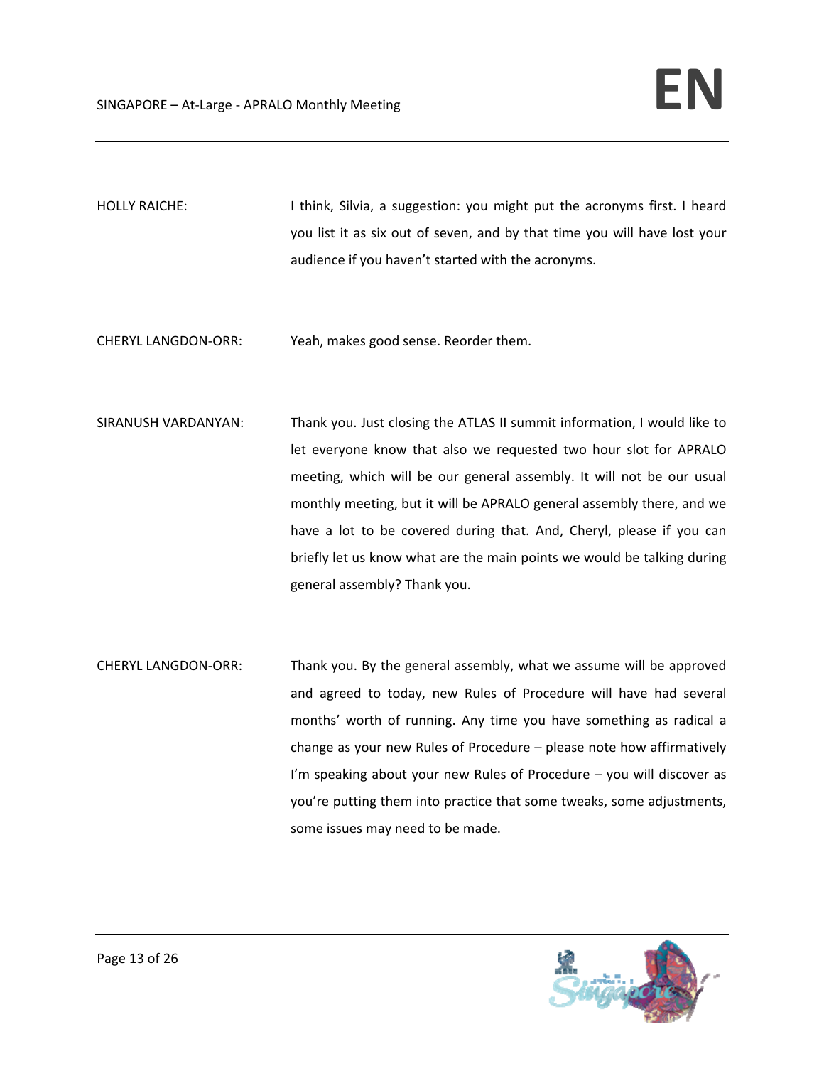HOLLY RAICHE: I think, Silvia, a suggestion: you might put the acronyms first. I heard you list it as six out of seven, and by that time you will have lost your audience if you haven't started with the acronyms.

CHERYL LANGDON-ORR: Yeah, makes good sense. Reorder them.

SIRANUSH VARDANYAN: Thank you. Just closing the ATLAS II summit information, I would like to let everyone know that also we requested two hour slot for APRALO meeting, which will be our general assembly. It will not be our usual monthly meeting, but it will be APRALO general assembly there, and we have a lot to be covered during that. And, Cheryl, please if you can briefly let us know what are the main points we would be talking during general assembly? Thank you.

CHERYL LANGDON-ORR: Thank you. By the general assembly, what we assume will be approved and agreed to today, new Rules of Procedure will have had several months' worth of running. Any time you have something as radical a change as your new Rules of Procedure – please note how affirmatively I'm speaking about your new Rules of Procedure – you will discover as you're putting them into practice that some tweaks, some adjustments, some issues may need to be made.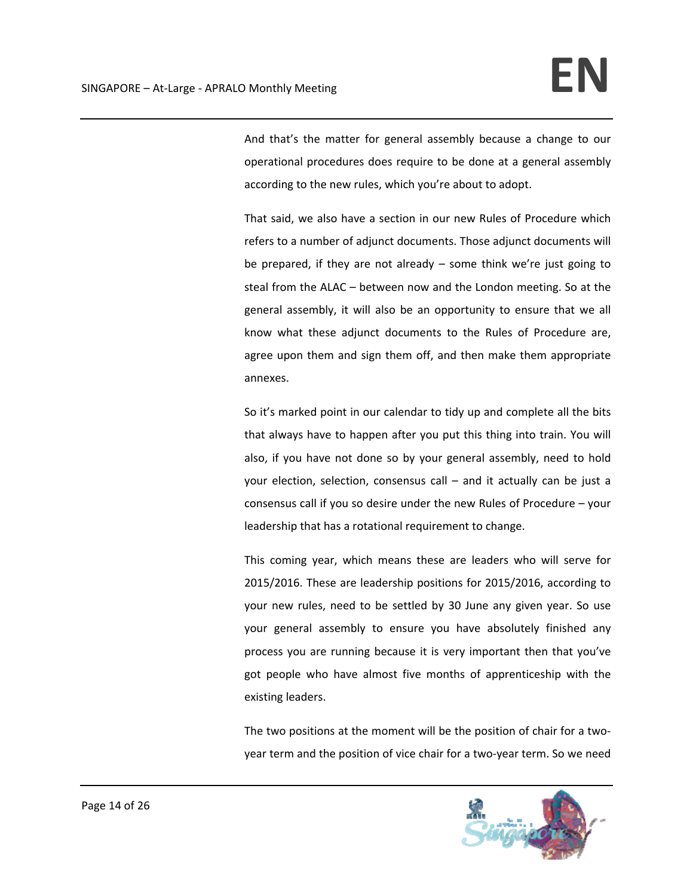And that's the matter for general assembly because a change to our operational procedures does require to be done at a general assembly according to the new rules, which you're about to adopt.

That said, we also have a section in our new Rules of Procedure which refers to a number of adjunct documents. Those adjunct documents will be prepared, if they are not already – some think we're just going to steal from the ALAC – between now and the London meeting. So at the general assembly, it will also be an opportunity to ensure that we all know what these adjunct documents to the Rules of Procedure are, agree upon them and sign them off, and then make them appropriate annexes.

So it's marked point in our calendar to tidy up and complete all the bits that always have to happen after you put this thing into train. You will also, if you have not done so by your general assembly, need to hold your election, selection, consensus call – and it actually can be just a consensus call if you so desire under the new Rules of Procedure – your leadership that has a rotational requirement to change.

This coming year, which means these are leaders who will serve for 2015/2016. These are leadership positions for 2015/2016, according to your new rules, need to be settled by 30 June any given year. So use your general assembly to ensure you have absolutely finished any process you are running because it is very important then that you've got people who have almost five months of apprenticeship with the existing leaders.

The two positions at the moment will be the position of chair for a two-year term and the position of vice chair for a two-year term. So we need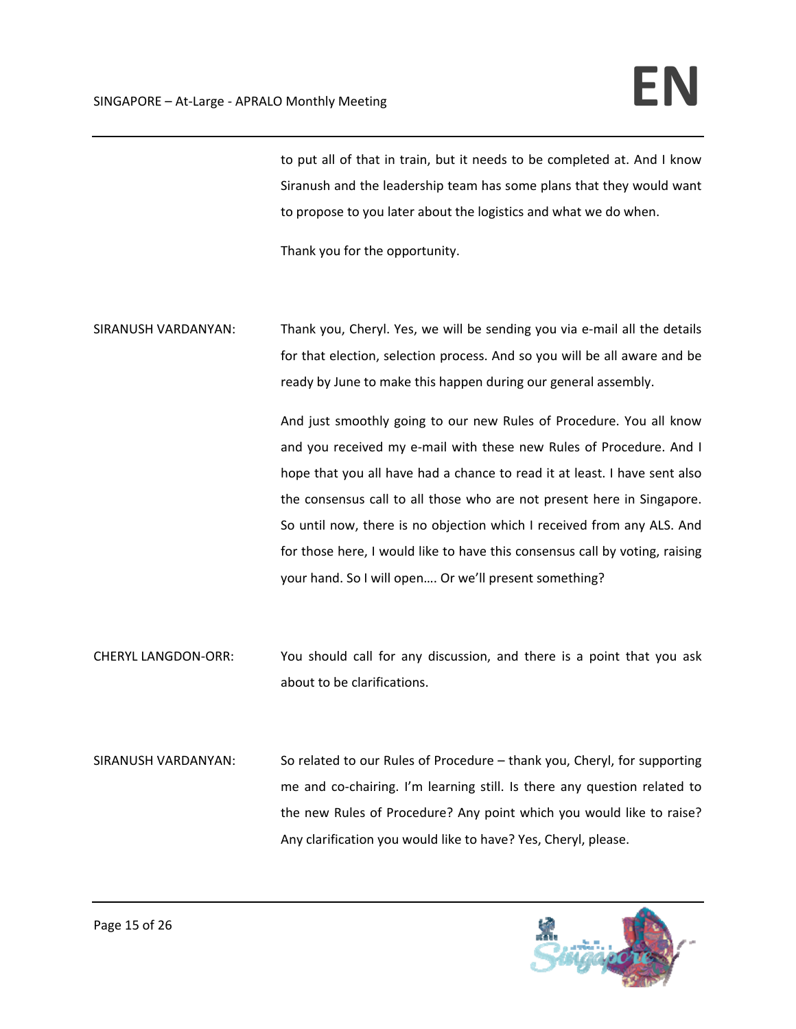to put all of that in train, but it needs to be completed at. And I know Siranush and the leadership team has some plans that they would want to propose to you later about the logistics and what we do when.

Thank you for the opportunity.

SIRANUSH VARDANYAN: Thank you, Cheryl. Yes, we will be sending you via e-mail all the details for that election, selection process. And so you will be all aware and be ready by June to make this happen during our general assembly.

And just smoothly going to our new Rules of Procedure. You all know and you received my e-mail with these new Rules of Procedure. And I hope that you all have had a chance to read it at least. I have sent also the consensus call to all those who are not present here in Singapore. So until now, there is no objection which I received from any ALS. And for those here, I would like to have this consensus call by voting, raising your hand. So I will open…. Or we'll present something?

CHERYL LANGDON-ORR: You should call for any discussion, and there is a point that you ask about to be clarifications.

SIRANUSH VARDANYAN: So related to our Rules of Procedure – thank you, Cheryl, for supporting me and co-chairing. I'm learning still. Is there any question related to the new Rules of Procedure? Any point which you would like to raise? Any clarification you would like to have? Yes, Cheryl, please.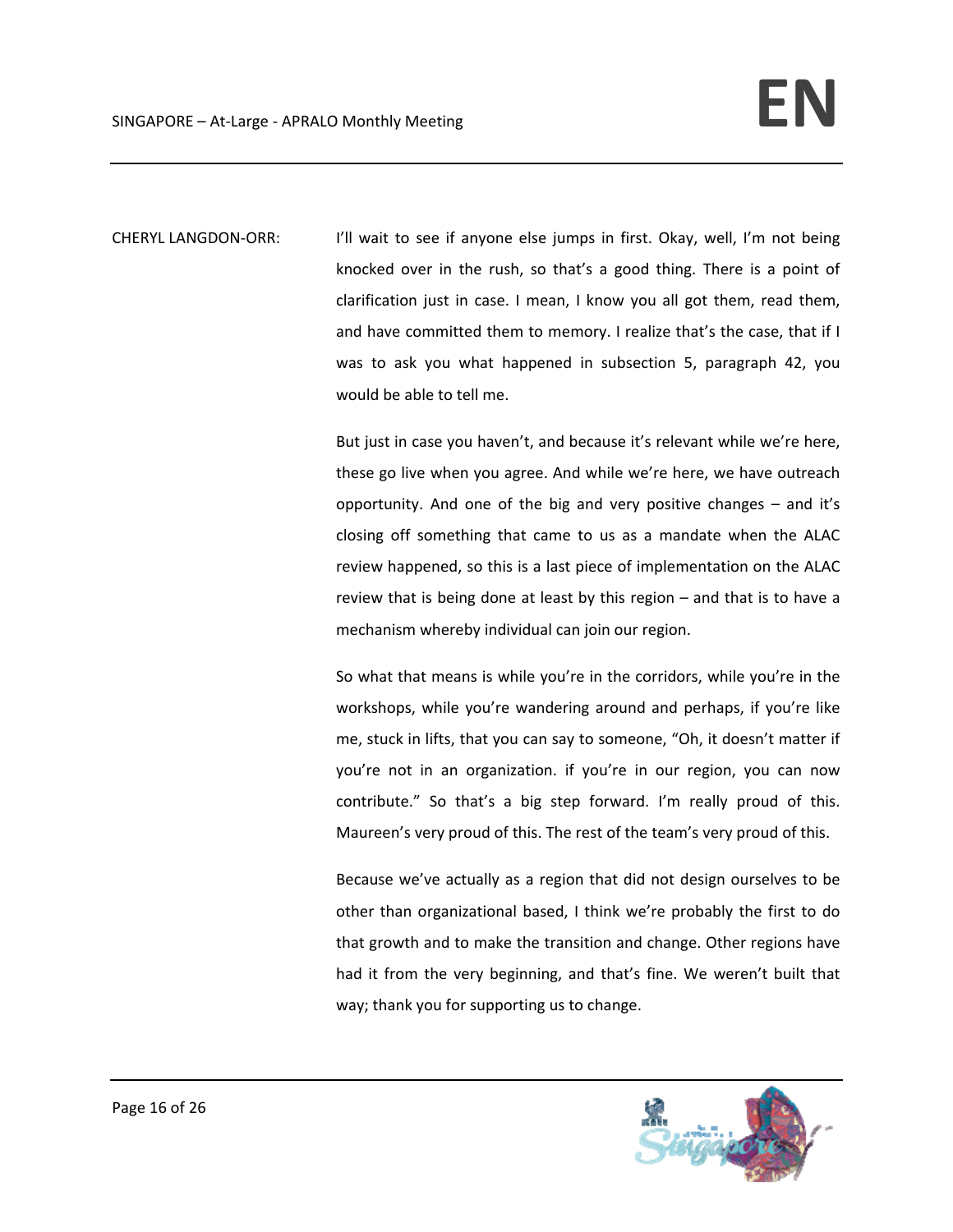CHERYL LANGDON-ORR: I'll wait to see if anyone else jumps in first. Okay, well, I'm not being knocked over in the rush, so that's a good thing. There is a point of clarification just in case. I mean, I know you all got them, read them, and have committed them to memory. I realize that's the case, that if I was to ask you what happened in subsection 5, paragraph 42, you would be able to tell me.

But just in case you haven't, and because it's relevant while we're here, these go live when you agree. And while we're here, we have outreach opportunity. And one of the big and very positive changes – and it's closing off something that came to us as a mandate when the ALAC review happened, so this is a last piece of implementation on the ALAC review that is being done at least by this region – and that is to have a mechanism whereby individual can join our region.

So what that means is while you're in the corridors, while you're in the workshops, while you're wandering around and perhaps, if you're like me, stuck in lifts, that you can say to someone, "Oh, it doesn't matter if you're not in an organization. if you're in our region, you can now contribute." So that's a big step forward. I'm really proud of this. Maureen's very proud of this. The rest of the team's very proud of this.

Because we've actually as a region that did not design ourselves to be other than organizational based, I think we're probably the first to do that growth and to make the transition and change. Other regions have had it from the very beginning, and that's fine. We weren't built that way; thank you for supporting us to change.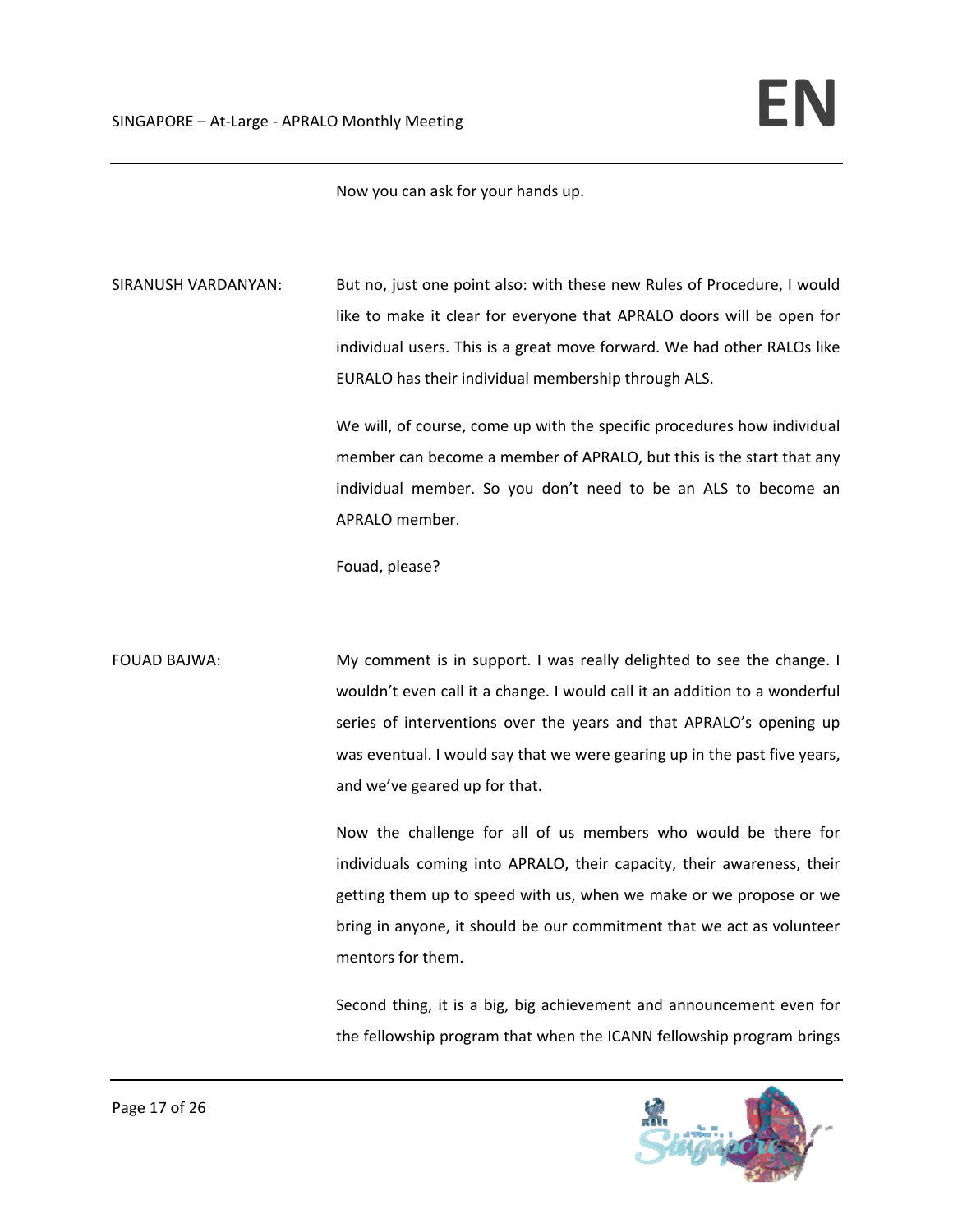Now you can ask for your hands up.

SIRANUSH VARDANYAN: But no, just one point also: with these new Rules of Procedure, I would like to make it clear for everyone that APRALO doors will be open for individual users. This is a great move forward. We had other RALOs like EURALO has their individual membership through ALS.

We will, of course, come up with the specific procedures how individual member can become a member of APRALO, but this is the start that any individual member. So you don't need to be an ALS to become an APRALO member.

Fouad, please?

FOUAD BAJWA: My comment is in support. I was really delighted to see the change. I wouldn't even call it a change. I would call it an addition to a wonderful series of interventions over the years and that APRALO's opening up was eventual. I would say that we were gearing up in the past five years, and we've geared up for that.

Now the challenge for all of us members who would be there for individuals coming into APRALO, their capacity, their awareness, their getting them up to speed with us, when we make or we propose or we bring in anyone, it should be our commitment that we act as volunteer mentors for them.

Second thing, it is a big, big achievement and announcement even for the fellowship program that when the ICANN fellowship program brings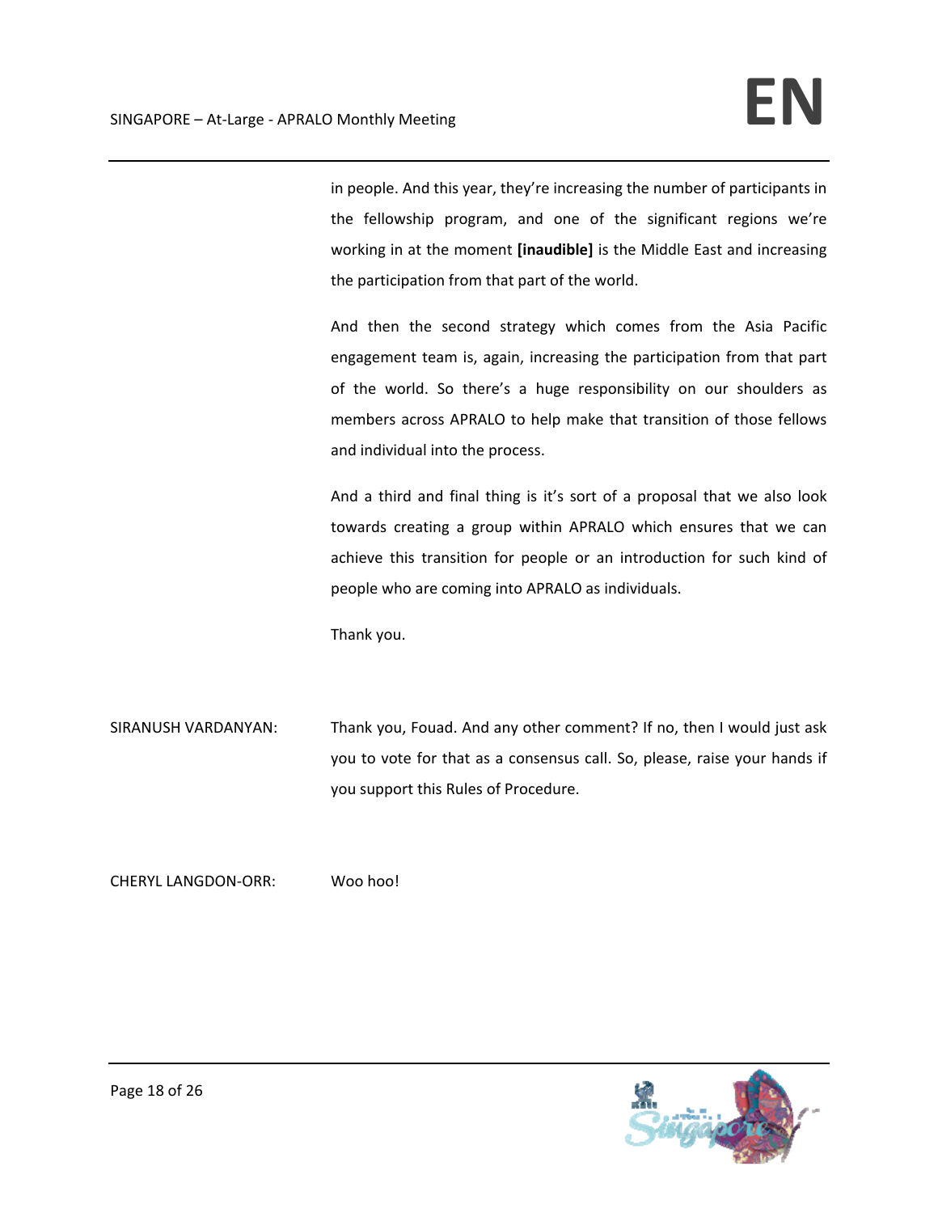in people. And this year, they're increasing the number of participants in the fellowship program, and one of the significant regions we're working in at the moment **[inaudible]** is the Middle East and increasing the participation from that part of the world.

And then the second strategy which comes from the Asia Pacific engagement team is, again, increasing the participation from that part of the world. So there's a huge responsibility on our shoulders as members across APRALO to help make that transition of those fellows and individual into the process.

And a third and final thing is it's sort of a proposal that we also look towards creating a group within APRALO which ensures that we can achieve this transition for people or an introduction for such kind of people who are coming into APRALO as individuals.

Thank you.

SIRANUSH VARDANYAN: Thank you, Fouad. And any other comment? If no, then I would just ask you to vote for that as a consensus call. So, please, raise your hands if you support this Rules of Procedure.

CHERYL LANGDON-ORR: Woo hoo!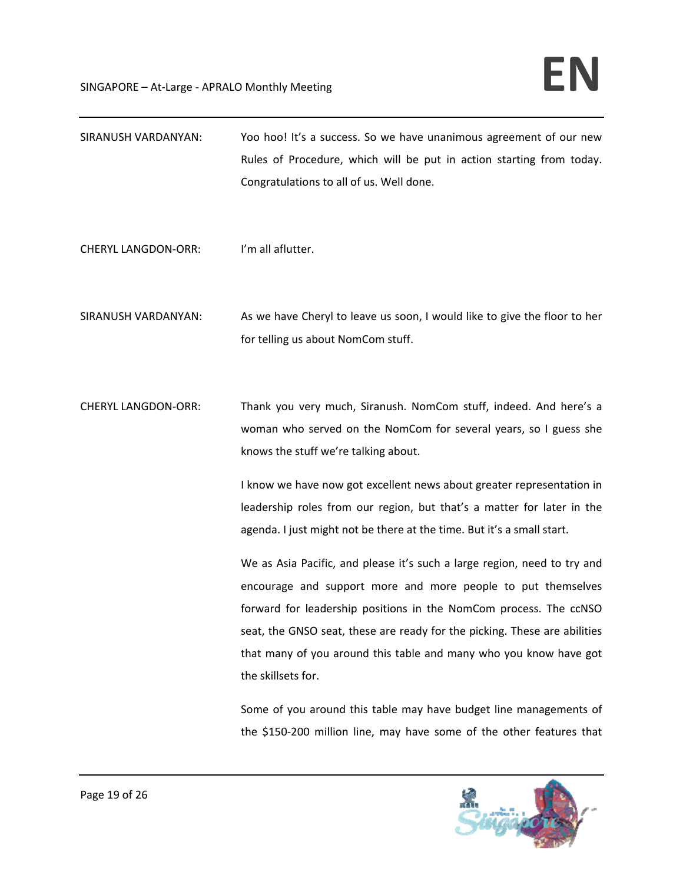SIRANUSH VARDANYAN: Yoo hoo! It's a success. So we have unanimous agreement of our new Rules of Procedure, which will be put in action starting from today. Congratulations to all of us. Well done.

CHERYL LANGDON-ORR: I'm all aflutter.

SIRANUSH VARDANYAN: As we have Cheryl to leave us soon, I would like to give the floor to her for telling us about NomCom stuff.

CHERYL LANGDON-ORR: Thank you very much, Siranush. NomCom stuff, indeed. And here's a woman who served on the NomCom for several years, so I guess she knows the stuff we're talking about.

I know we have now got excellent news about greater representation in leadership roles from our region, but that's a matter for later in the agenda. I just might not be there at the time. But it's a small start.

We as Asia Pacific, and please it's such a large region, need to try and encourage and support more and more people to put themselves forward for leadership positions in the NomCom process. The ccNSO seat, the GNSO seat, these are ready for the picking. These are abilities that many of you around this table and many who you know have got the skillsets for.

Some of you around this table may have budget line managements of the $150-200 million line, may have some of the other features that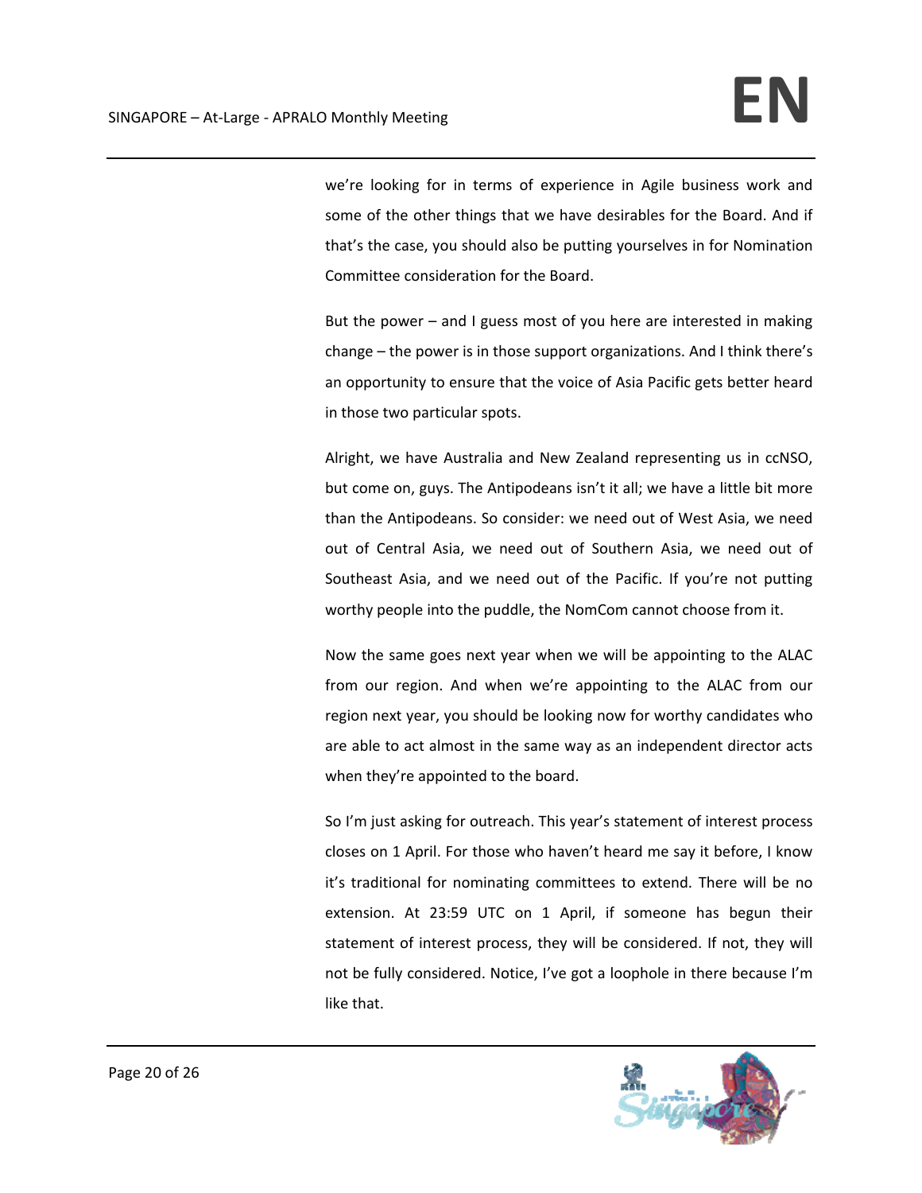we're looking for in terms of experience in Agile business work and some of the other things that we have desirables for the Board. And if that's the case, you should also be putting yourselves in for Nomination Committee consideration for the Board.

But the power – and I guess most of you here are interested in making change – the power is in those support organizations. And I think there's an opportunity to ensure that the voice of Asia Pacific gets better heard in those two particular spots.

Alright, we have Australia and New Zealand representing us in ccNSO, but come on, guys. The Antipodeans isn't it all; we have a little bit more than the Antipodeans. So consider: we need out of West Asia, we need out of Central Asia, we need out of Southern Asia, we need out of Southeast Asia, and we need out of the Pacific. If you're not putting worthy people into the puddle, the NomCom cannot choose from it.

Now the same goes next year when we will be appointing to the ALAC from our region. And when we're appointing to the ALAC from our region next year, you should be looking now for worthy candidates who are able to act almost in the same way as an independent director acts when they're appointed to the board.

So I'm just asking for outreach. This year's statement of interest process closes on 1 April. For those who haven't heard me say it before, I know it's traditional for nominating committees to extend. There will be no extension. At 23:59 UTC on 1 April, if someone has begun their statement of interest process, they will be considered. If not, they will not be fully considered. Notice, I've got a loophole in there because I'm like that.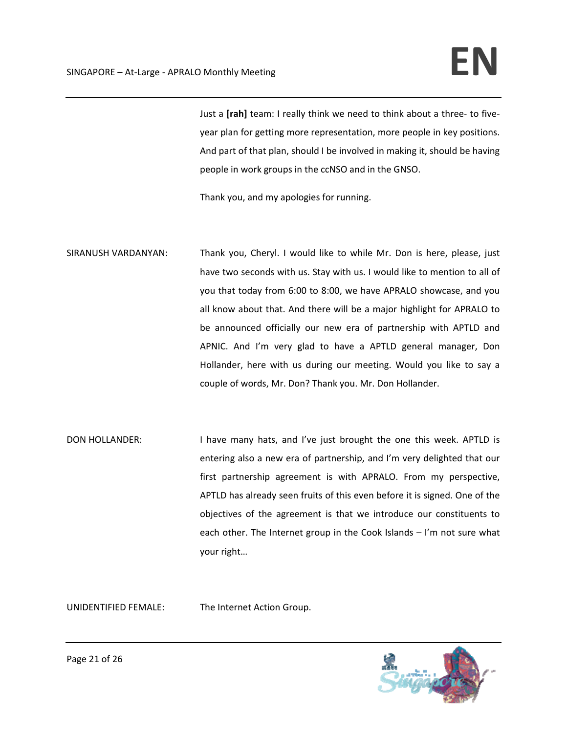Just a **[rah]** team: I really think we need to think about a three- to five-year plan for getting more representation, more people in key positions. And part of that plan, should I be involved in making it, should be having people in work groups in the ccNSO and in the GNSO.

Thank you, and my apologies for running.

SIRANUSH VARDANYAN: Thank you, Cheryl. I would like to while Mr. Don is here, please, just have two seconds with us. Stay with us. I would like to mention to all of you that today from 6:00 to 8:00, we have APRALO showcase, and you all know about that. And there will be a major highlight for APRALO to be announced officially our new era of partnership with APTLD and APNIC. And I'm very glad to have a APTLD general manager, Don Hollander, here with us during our meeting. Would you like to say a couple of words, Mr. Don? Thank you. Mr. Don Hollander.

DON HOLLANDER: I have many hats, and I've just brought the one this week. APTLD is entering also a new era of partnership, and I'm very delighted that our first partnership agreement is with APRALO. From my perspective, APTLD has already seen fruits of this even before it is signed. One of the objectives of the agreement is that we introduce our constituents to each other. The Internet group in the Cook Islands – I'm not sure what your right…

UNIDENTIFIED FEMALE: The Internet Action Group.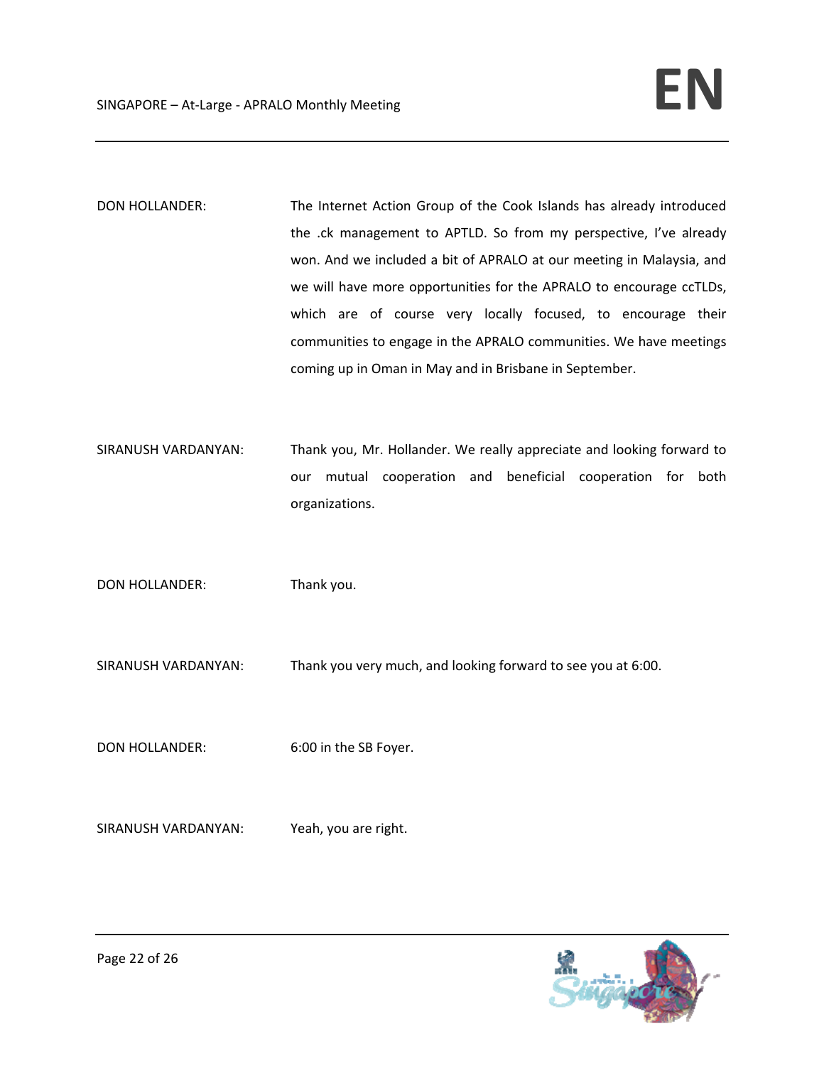DON HOLLANDER: The Internet Action Group of the Cook Islands has already introduced the .ck management to APTLD. So from my perspective, I've already won. And we included a bit of APRALO at our meeting in Malaysia, and we will have more opportunities for the APRALO to encourage ccTLDs, which are of course very locally focused, to encourage their communities to engage in the APRALO communities. We have meetings coming up in Oman in May and in Brisbane in September.

SIRANUSH VARDANYAN: Thank you, Mr. Hollander. We really appreciate and looking forward to our mutual cooperation and beneficial cooperation for both organizations.

DON HOLLANDER: Thank you.

SIRANUSH VARDANYAN: Thank you very much, and looking forward to see you at 6:00.

DON HOLLANDER: 6:00 in the SB Foyer.

SIRANUSH VARDANYAN: Yeah, you are right.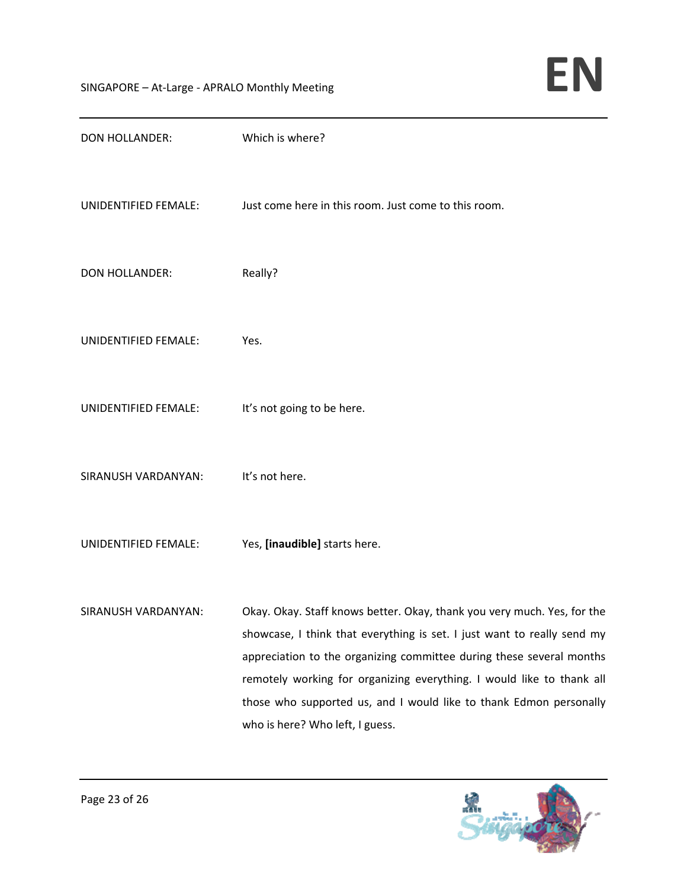DON HOLLANDER: Which is where?

UNIDENTIFIED FEMALE: Just come here in this room. Just come to this room.

DON HOLLANDER: Really?

UNIDENTIFIED FEMALE: Yes.

UNIDENTIFIED FEMALE: It's not going to be here.

SIRANUSH VARDANYAN: It's not here.

UNIDENTIFIED FEMALE: Yes, **[inaudible]** starts here.

SIRANUSH VARDANYAN: Okay. Okay. Staff knows better. Okay, thank you very much. Yes, for the showcase, I think that everything is set. I just want to really send my appreciation to the organizing committee during these several months remotely working for organizing everything. I would like to thank all those who supported us, and I would like to thank Edmon personally who is here? Who left, I guess.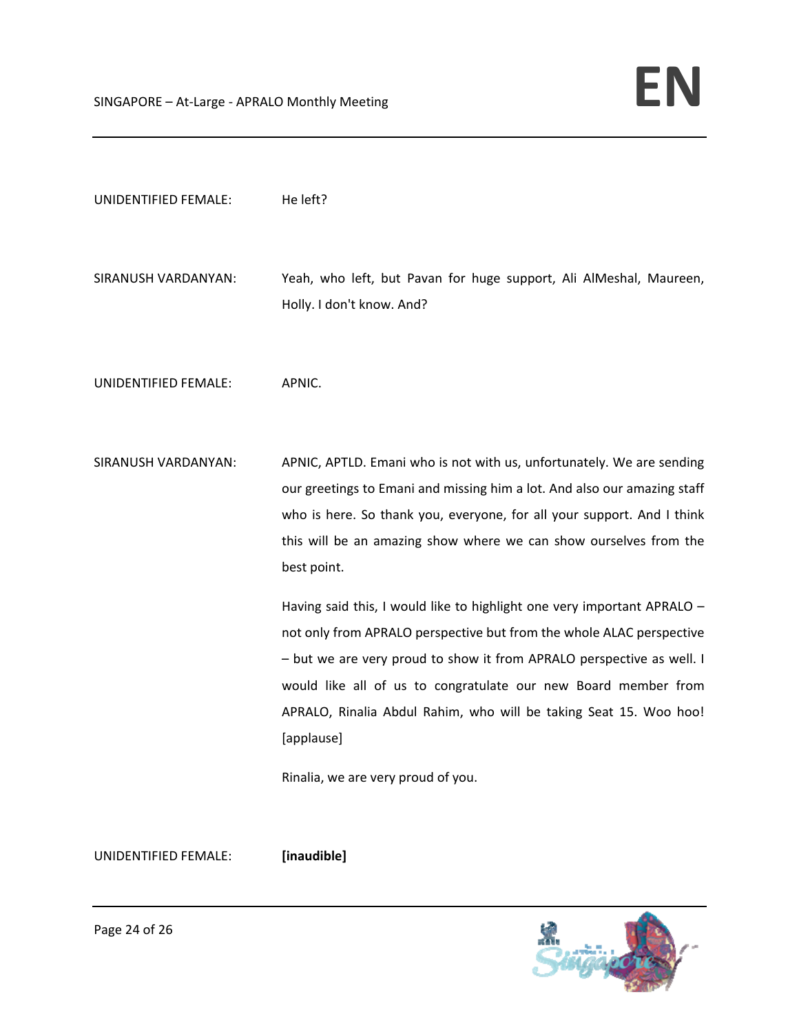UNIDENTIFIED FEMALE: He left?

SIRANUSH VARDANYAN: Yeah, who left, but Pavan for huge support, Ali AlMeshal, Maureen, Holly. I don't know. And?

UNIDENTIFIED FEMALE: APNIC.

SIRANUSH VARDANYAN: APNIC, APTLD. Emani who is not with us, unfortunately. We are sending our greetings to Emani and missing him a lot. And also our amazing staff who is here. So thank you, everyone, for all your support. And I think this will be an amazing show where we can show ourselves from the best point.

Having said this, I would like to highlight one very important APRALO – not only from APRALO perspective but from the whole ALAC perspective – but we are very proud to show it from APRALO perspective as well. I would like all of us to congratulate our new Board member from APRALO, Rinalia Abdul Rahim, who will be taking Seat 15. Woo hoo! [applause]

Rinalia, we are very proud of you.

UNIDENTIFIED FEMALE: **[inaudible]**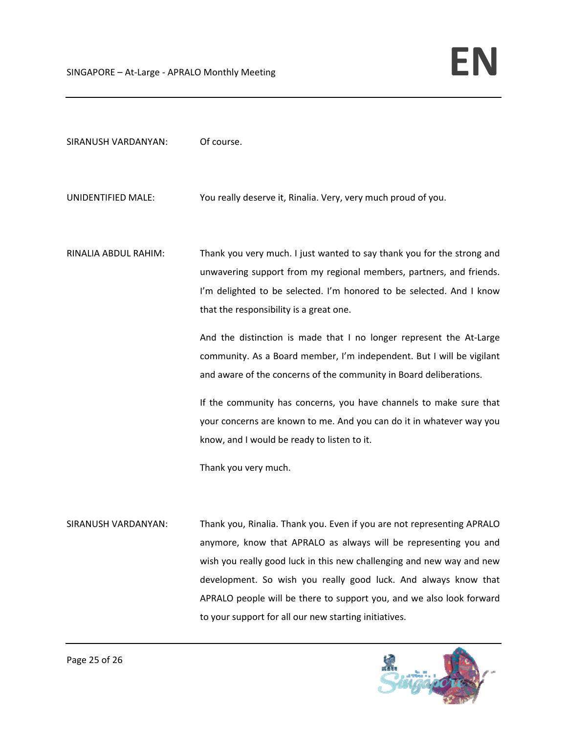SIRANUSH VARDANYAN: Of course.

UNIDENTIFIED MALE: You really deserve it, Rinalia. Very, very much proud of you.

RINALIA ABDUL RAHIM: Thank you very much. I just wanted to say thank you for the strong and unwavering support from my regional members, partners, and friends. I'm delighted to be selected. I'm honored to be selected. And I know that the responsibility is a great one.

And the distinction is made that I no longer represent the At-Large community. As a Board member, I'm independent. But I will be vigilant and aware of the concerns of the community in Board deliberations.

If the community has concerns, you have channels to make sure that your concerns are known to me. And you can do it in whatever way you know, and I would be ready to listen to it.

Thank you very much.

SIRANUSH VARDANYAN: Thank you, Rinalia. Thank you. Even if you are not representing APRALO anymore, know that APRALO as always will be representing you and wish you really good luck in this new challenging and new way and new development. So wish you really good luck. And always know that APRALO people will be there to support you, and we also look forward to your support for all our new starting initiatives.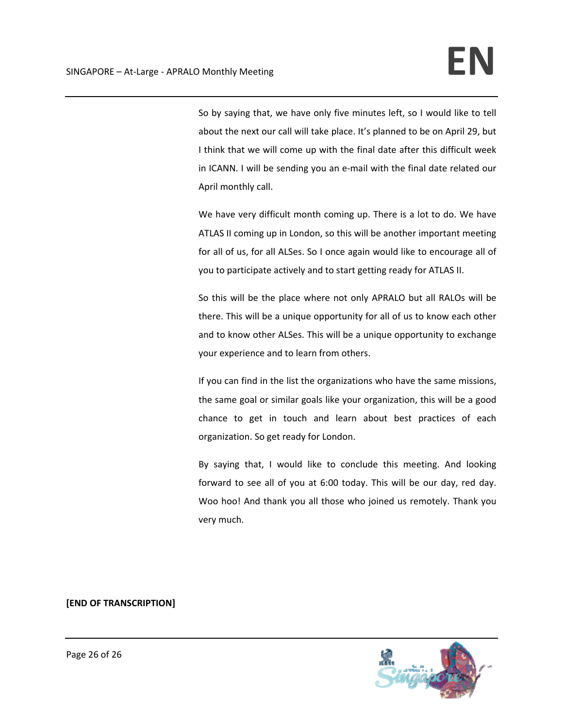So by saying that, we have only five minutes left, so I would like to tell about the next our call will take place. It's planned to be on April 29, but I think that we will come up with the final date after this difficult week in ICANN. I will be sending you an e-mail with the final date related our April monthly call.

We have very difficult month coming up. There is a lot to do. We have ATLAS II coming up in London, so this will be another important meeting for all of us, for all ALSes. So I once again would like to encourage all of you to participate actively and to start getting ready for ATLAS II.

So this will be the place where not only APRALO but all RALOs will be there. This will be a unique opportunity for all of us to know each other and to know other ALSes. This will be a unique opportunity to exchange your experience and to learn from others.

If you can find in the list the organizations who have the same missions, the same goal or similar goals like your organization, this will be a good chance to get in touch and learn about best practices of each organization. So get ready for London.

By saying that, I would like to conclude this meeting. And looking forward to see all of you at 6:00 today. This will be our day, red day. Woo hoo! And thank you all those who joined us remotely. Thank you very much.

**[END OF TRANSCRIPTION]**